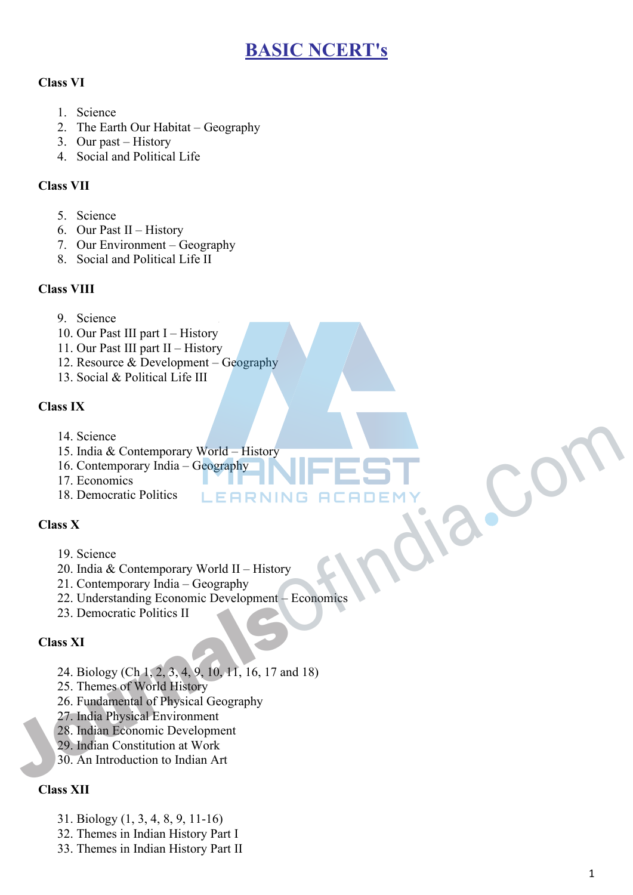# BASIC NCERT's

**Class VI**

1. Science
2. The Earth Our Habitat – Geography
3. Our past – History
4. Social and Political Life

**Class VII**

5. Science
6. Our Past II – History
7. Our Environment – Geography
8. Social and Political Life II

**Class VIII**

9. Science
10. Our Past III part I – History
11. Our Past III part II – History
12. Resource & Development – Geography
13. Social & Political Life III

**Class IX**

14. Science
15. India & Contemporary World – History
16. Contemporary India – Geography
17. Economics
18. Democratic Politics

**Class X**

19. Science
20. India & Contemporary World II – History
21. Contemporary India – Geography
22. Understanding Economic Development – Economics
23. Democratic Politics II

**Class XI**

24. Biology (Ch 1, 2, 3, 4, 9, 10, 11, 16, 17 and 18)
25. Themes of World History
26. Fundamental of Physical Geography
27. India Physical Environment
28. Indian Economic Development
29. Indian Constitution at Work
30. An Introduction to Indian Art

**Class XII**

31. Biology (1, 3, 4, 8, 9, 11-16)
32. Themes in Indian History Part I
33. Themes in Indian History Part II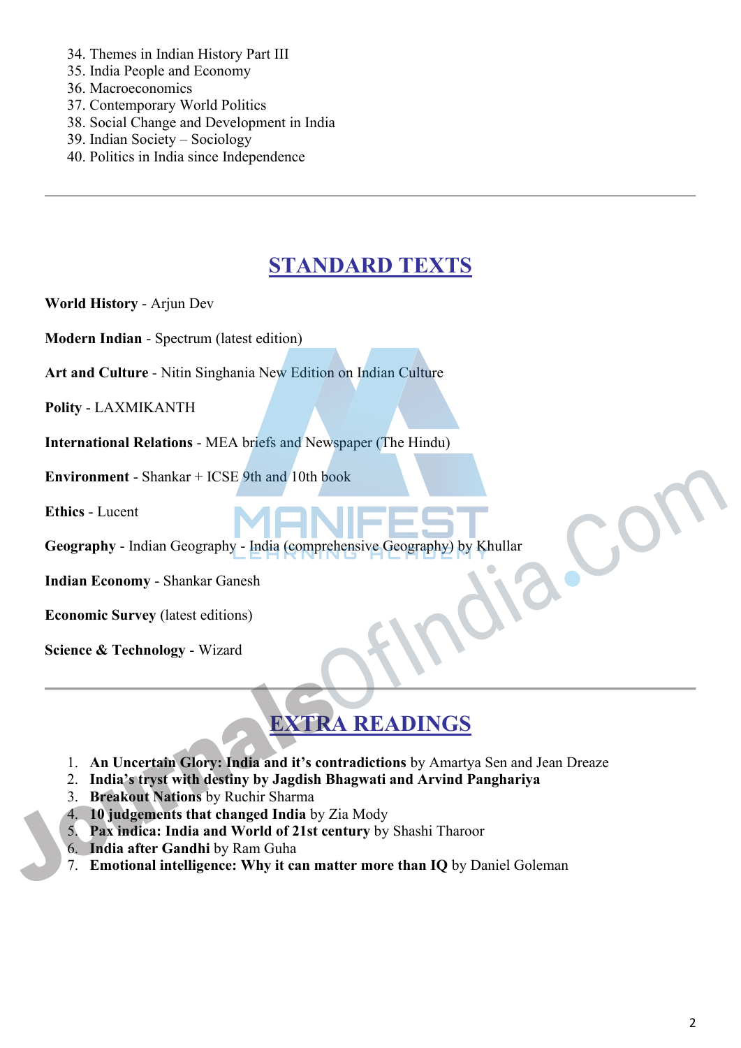34. Themes in Indian History Part III
35. India People and Economy
36. Macroeconomics
37. Contemporary World Politics
38. Social Change and Development in India
39. Indian Society – Sociology
40. Politics in India since Independence

---

## STANDARD TEXTS

**World History** - Arjun Dev

**Modern Indian** - Spectrum (latest edition)

**Art and Culture** - Nitin Singhania New Edition on Indian Culture

**Polity** - LAXMIKANTH

**International Relations** - MEA briefs and Newspaper (The Hindu)

**Environment** - Shankar + ICSE 9th and 10th book

**Ethics** - Lucent

**Geography** - Indian Geography - India (comprehensive Geography) by Khullar

**Indian Economy** - Shankar Ganesh

**Economic Survey** (latest editions)

**Science & Technology** - Wizard

---

## EXTRA READINGS

1. **An Uncertain Glory: India and it's contradictions** by Amartya Sen and Jean Dreaze
2. **India's tryst with destiny by Jagdish Bhagwati and Arvind Panghariya**
3. **Breakout Nations** by Ruchir Sharma
4. **10 judgements that changed India** by Zia Mody
5. **Pax indica: India and World of 21st century** by Shashi Tharoor
6. **India after Gandhi** by Ram Guha
7. **Emotional intelligence: Why it can matter more than IQ** by Daniel Goleman